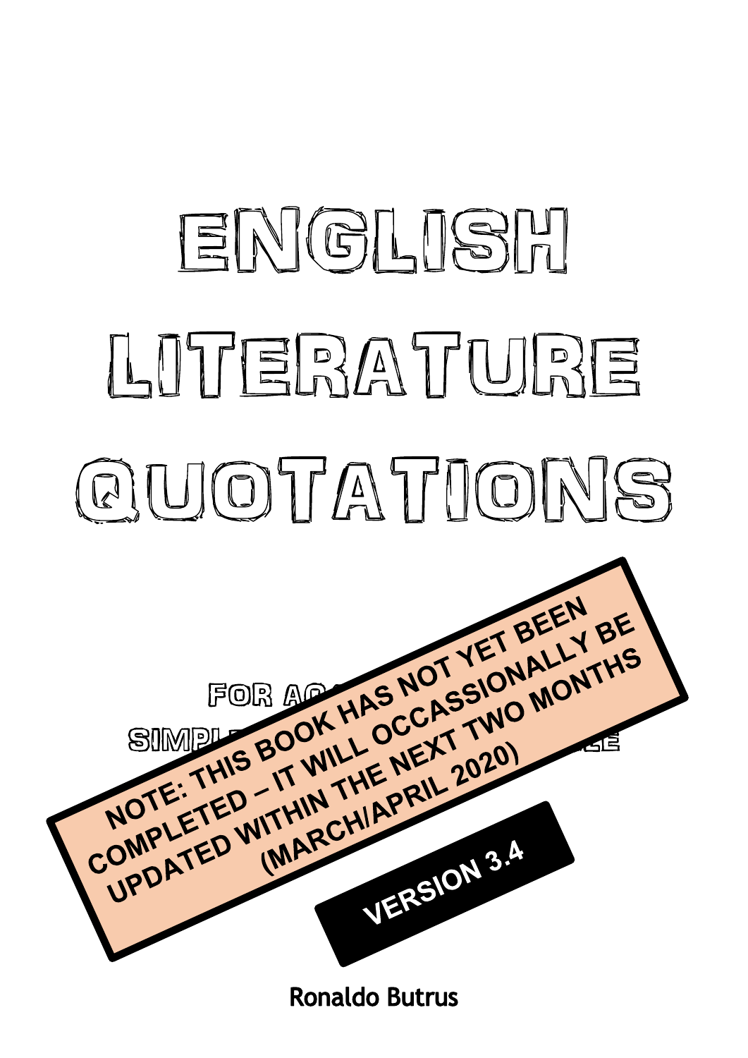# ENGLISH LITERATURE QUOTATIONS

FOR AQ... SIMPL... LE

**NOTE: THIS BOOK HAS NOT YET BEEN COMPLETED – IT WILL OCCASSIONALLY BE UPDATED WITHIN THE NEXT TWO MONTHS (MARCH/APRIL 2020)**

**VERSION 3.4**

**Ronaldo Butrus**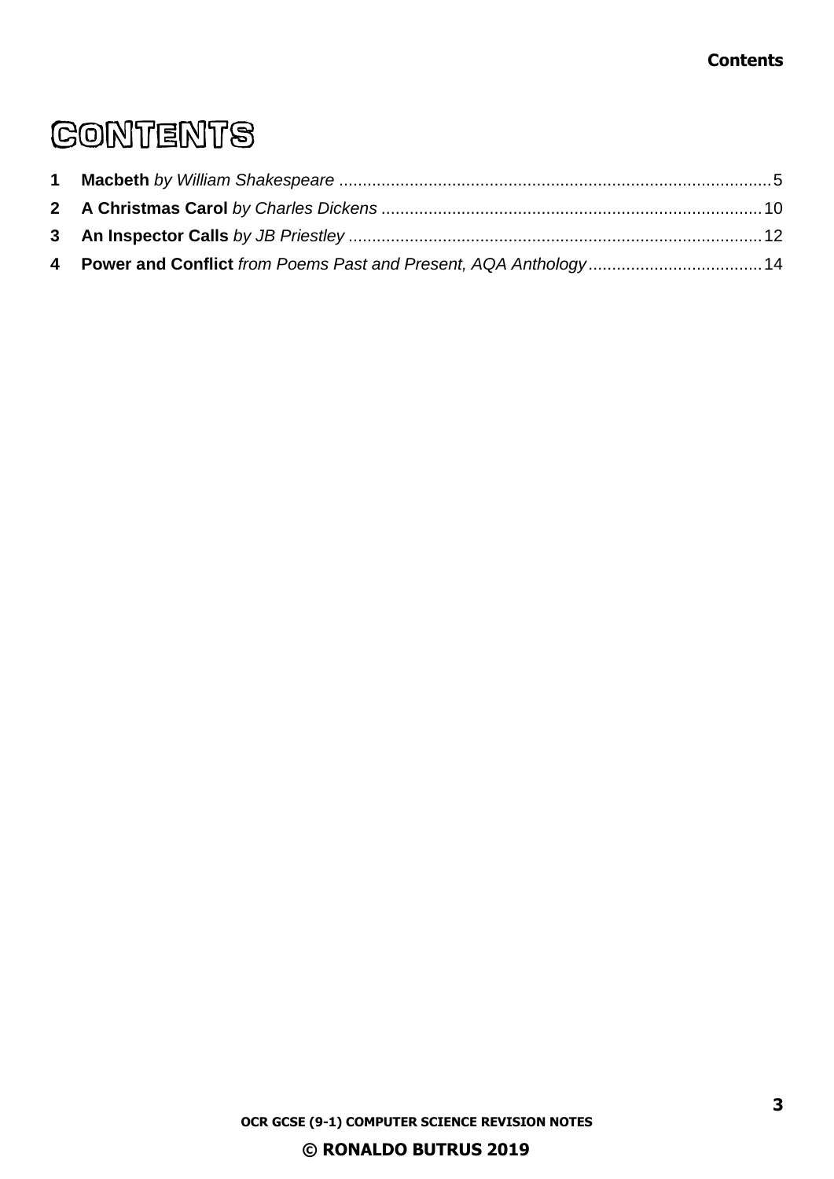# CONTENTS

1 **Macbeth** *by William Shakespeare* ........................................................................................... 5
2 **A Christmas Carol** *by Charles Dickens* ................................................................................ 10
3 **An Inspector Calls** *by JB Priestley* ....................................................................................... 12
4 **Power and Conflict** *from Poems Past and Present, AQA Anthology* ..................................... 14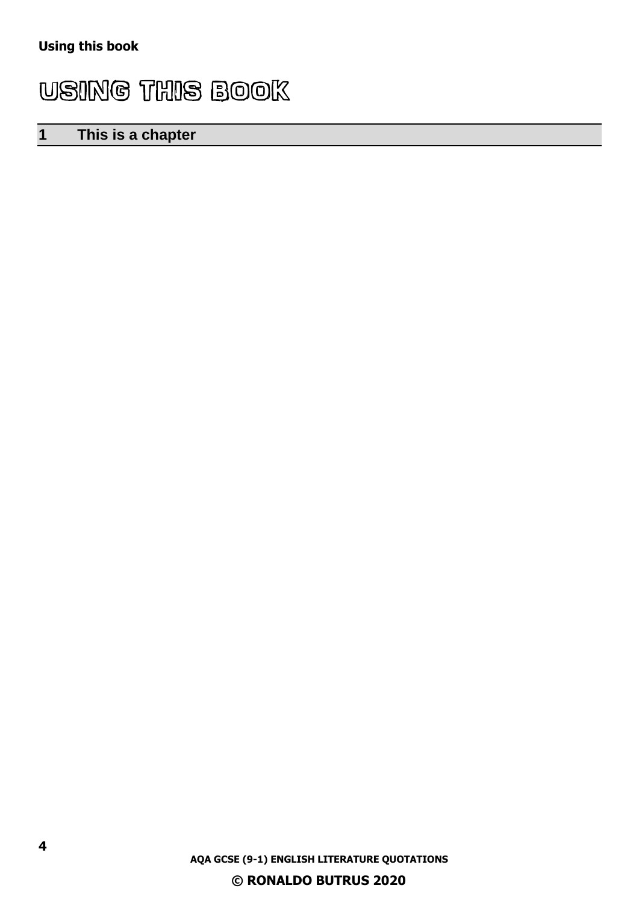# USING THIS BOOK

## 1 This is a chapter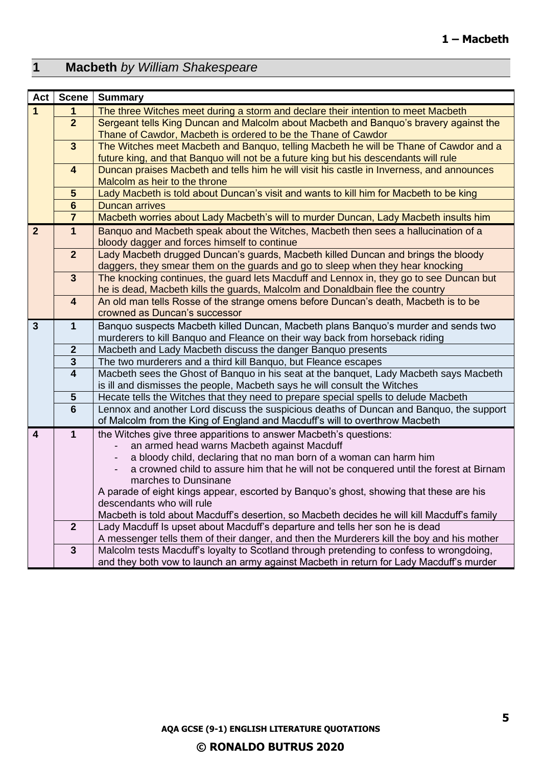# 1 **Macbeth** *by William Shakespeare*

| Act | Scene | Summary |
|---|---|---|
| 1 | 1 | The three Witches meet during a storm and declare their intention to meet Macbeth |
| | 2 | Sergeant tells King Duncan and Malcolm about Macbeth and Banquo's bravery against the Thane of Cawdor, Macbeth is ordered to be the Thane of Cawdor |
| | 3 | The Witches meet Macbeth and Banquo, telling Macbeth he will be Thane of Cawdor and a future king, and that Banquo will not be a future king but his descendants will rule |
| | 4 | Duncan praises Macbeth and tells him he will visit his castle in Inverness, and announces Malcolm as heir to the throne |
| | 5 | Lady Macbeth is told about Duncan's visit and wants to kill him for Macbeth to be king |
| | 6 | Duncan arrives |
| | 7 | Macbeth worries about Lady Macbeth's will to murder Duncan, Lady Macbeth insults him |
| 2 | 1 | Banquo and Macbeth speak about the Witches, Macbeth then sees a hallucination of a bloody dagger and forces himself to continue |
| | 2 | Lady Macbeth drugged Duncan's guards, Macbeth killed Duncan and brings the bloody daggers, they smear them on the guards and go to sleep when they hear knocking |
| | 3 | The knocking continues, the guard lets Macduff and Lennox in, they go to see Duncan but he is dead, Macbeth kills the guards, Malcolm and Donaldbain flee the country |
| | 4 | An old man tells Rosse of the strange omens before Duncan's death, Macbeth is to be crowned as Duncan's successor |
| 3 | 1 | Banquo suspects Macbeth killed Duncan, Macbeth plans Banquo's murder and sends two murderers to kill Banquo and Fleance on their way back from horseback riding |
| | 2 | Macbeth and Lady Macbeth discuss the danger Banquo presents |
| | 3 | The two murderers and a third kill Banquo, but Fleance escapes |
| | 4 | Macbeth sees the Ghost of Banquo in his seat at the banquet, Lady Macbeth says Macbeth is ill and dismisses the people, Macbeth says he will consult the Witches |
| | 5 | Hecate tells the Witches that they need to prepare special spells to delude Macbeth |
| | 6 | Lennox and another Lord discuss the suspicious deaths of Duncan and Banquo, the support of Malcolm from the King of England and Macduff's will to overthrow Macbeth |
| 4 | 1 | the Witches give three apparitions to answer Macbeth's questions:<br>- an armed head warns Macbeth against Macduff<br>- a bloody child, declaring that no man born of a woman can harm him<br>- a crowned child to assure him that he will not be conquered until the forest at Birnam marches to Dunsinane<br>A parade of eight kings appear, escorted by Banquo's ghost, showing that these are his descendants who will rule<br>Macbeth is told about Macduff's desertion, so Macbeth decides he will kill Macduff's family |
| | 2 | Lady Macduff Is upset about Macduff's departure and tells her son he is dead<br>A messenger tells them of their danger, and then the Murderers kill the boy and his mother |
| | 3 | Malcolm tests Macduff's loyalty to Scotland through pretending to confess to wrongdoing, and they both vow to launch an army against Macbeth in return for Lady Macduff's murder |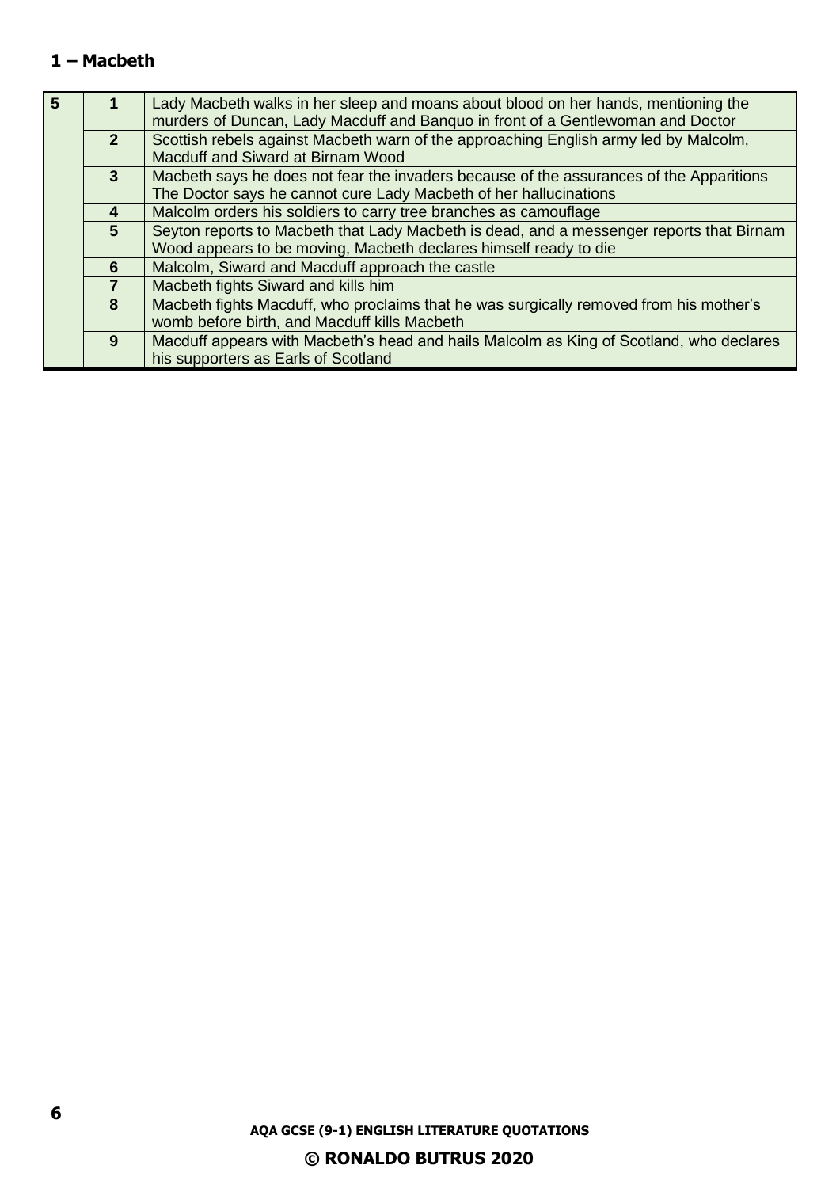## 1 – Macbeth

| | | |
|---|---|---|
| 5 | 1 | Lady Macbeth walks in her sleep and moans about blood on her hands, mentioning the murders of Duncan, Lady Macduff and Banquo in front of a Gentlewoman and Doctor |
| | 2 | Scottish rebels against Macbeth warn of the approaching English army led by Malcolm, Macduff and Siward at Birnam Wood |
| | 3 | Macbeth says he does not fear the invaders because of the assurances of the Apparitions The Doctor says he cannot cure Lady Macbeth of her hallucinations |
| | 4 | Malcolm orders his soldiers to carry tree branches as camouflage |
| | 5 | Seyton reports to Macbeth that Lady Macbeth is dead, and a messenger reports that Birnam Wood appears to be moving, Macbeth declares himself ready to die |
| | 6 | Malcolm, Siward and Macduff approach the castle |
| | 7 | Macbeth fights Siward and kills him |
| | 8 | Macbeth fights Macduff, who proclaims that he was surgically removed from his mother's womb before birth, and Macduff kills Macbeth |
| | 9 | Macduff appears with Macbeth's head and hails Malcolm as King of Scotland, who declares his supporters as Earls of Scotland |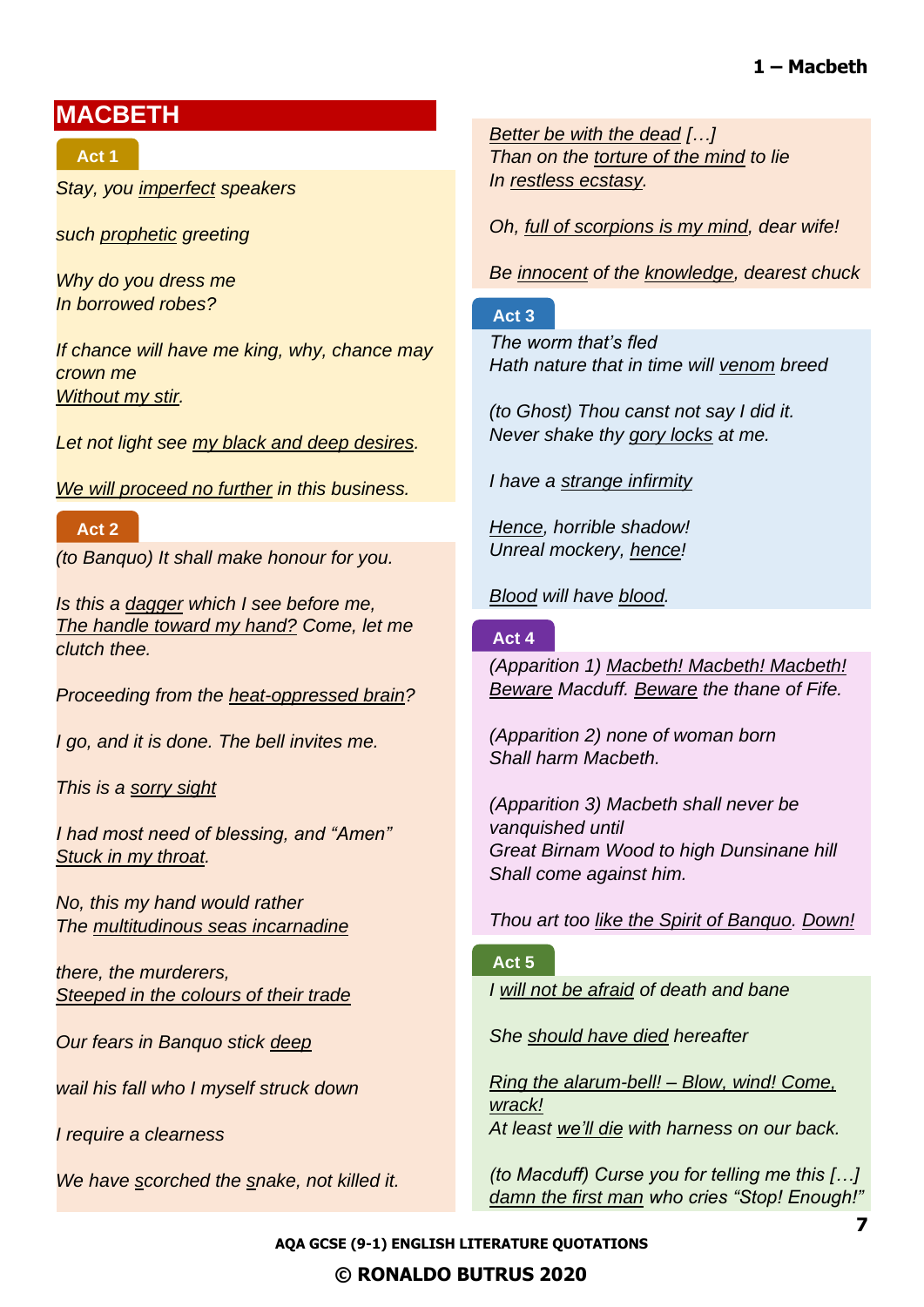# MACBETH

## Act 1

*Stay, you <u>imperfect</u> speakers*

*such <u>prophetic</u> greeting*

*Why do you dress me*
*In borrowed robes?*

*If chance will have me king, why, chance may crown me*
*<u>Without my stir</u>.*

*Let not light see <u>my black and deep desires</u>.*

*<u>We will proceed no further</u> in this business.*

## Act 2

*(to Banquo) It shall make honour for you.*

*Is this a <u>dagger</u> which I see before me,*
*<u>The handle toward my hand?</u> Come, let me clutch thee.*

*Proceeding from the <u>heat-oppressed brain</u>?*

*I go, and it is done. The bell invites me.*

*This is a <u>sorry sight</u>*

*I had most need of blessing, and "Amen"*
*<u>Stuck in my throat</u>.*

*No, this my hand would rather*
*The <u>multitudinous seas incarnadine</u>*

*there, the murderers,*
*<u>Steeped in the colours of their trade</u>*

*Our fears in Banquo stick <u>deep</u>*

*wail his fall who I myself struck down*

*I require a clearness*

*We have <u>s</u>corched the <u>s</u>nake, not killed it.*

*<u>Better be with the dead</u> […]*
*Than on the <u>torture of the mind</u> to lie*
*In <u>restless ecstasy</u>.*

*Oh, <u>full of scorpions is my mind</u>, dear wife!*

*Be <u>innocent</u> of the <u>knowledge</u>, dearest chuck*

## Act 3

*The worm that's fled*
*Hath nature that in time will <u>venom</u> breed*

*(to Ghost) Thou canst not say I did it.*
*Never shake thy <u>gory locks</u> at me.*

*I have a <u>strange infirmity</u>*

*<u>Hence</u>, horrible shadow!*
*Unreal mockery, <u>hence</u>!*

*<u>Blood</u> will have <u>blood</u>.*

## Act 4

*(Apparition 1) <u>Macbeth! Macbeth! Macbeth!</u>*
*<u>Beware</u> Macduff. <u>Beware</u> the thane of Fife.*

*(Apparition 2) none of woman born*
*Shall harm Macbeth.*

*(Apparition 3) Macbeth shall never be vanquished until*
*Great Birnam Wood to high Dunsinane hill*
*Shall come against him.*

*Thou art too <u>like the Spirit of Banquo</u>. <u>Down!</u>*

## Act 5

*I <u>will not be afraid</u> of death and bane*

*She <u>should have died</u> hereafter*

*<u>Ring the alarum-bell! – Blow, wind! Come, wrack!</u>*
*At least <u>we'll die</u> with harness on our back.*

*(to Macduff) Curse you for telling me this […]*
*<u>damn the first man</u> who cries "Stop! Enough!"*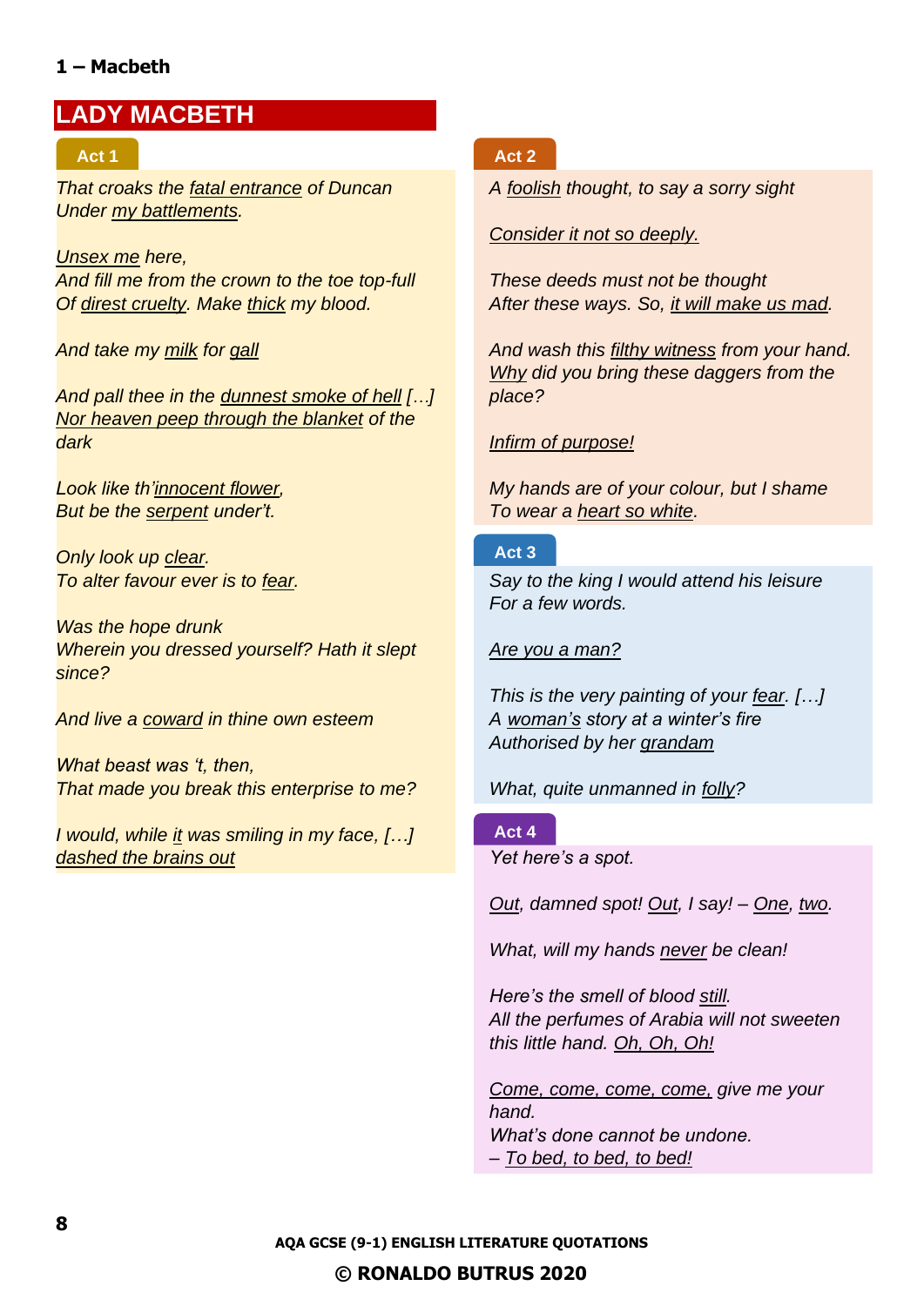**1 – Macbeth**

## LADY MACBETH

### Act 1

*That croaks the <u>fatal entrance</u> of Duncan*
*Under <u>my battlements</u>.*

*<u>Unsex me</u> here,*
*And fill me from the crown to the toe top-full*
*Of <u>direst cruelty</u>. Make <u>thick</u> my blood.*

*And take my <u>milk</u> for <u>gall</u>*

*And pall thee in the <u>dunnest smoke of hell</u> […]*
*<u>Nor heaven peep through the blanket</u> of the dark*

*Look like th'<u>innocent flower</u>,*
*But be the <u>serpent</u> under't.*

*Only look up <u>clear</u>.*
*To alter favour ever is to <u>fear</u>.*

*Was the hope drunk*
*Wherein you dressed yourself? Hath it slept since?*

*And live a <u>coward</u> in thine own esteem*

*What beast was 't, then,*
*That made you break this enterprise to me?*

*I would, while <u>it</u> was smiling in my face, […]*
*<u>dashed the brains out</u>*

### Act 2

*A <u>foolish</u> thought, to say a sorry sight*

*<u>Consider it not so deeply.</u>*

*These deeds must not be thought*
*After these ways. So, <u>it will make us mad</u>.*

*And wash this <u>filthy witness</u> from your hand.*
*<u>Why</u> did you bring these daggers from the place?*

*<u>Infirm of purpose!</u>*

*My hands are of your colour, but I shame*
*To wear a <u>heart so white</u>.*

### Act 3

*Say to the king I would attend his leisure*
*For a few words.*

*<u>Are you a man?</u>*

*This is the very painting of your <u>fear</u>. […]*
*A <u>woman's</u> story at a winter's fire*
*Authorised by her <u>grandam</u>*

*What, quite unmanned in <u>folly</u>?*

### Act 4

*Yet here's a spot.*

*<u>Out</u>, damned spot! <u>Out</u>, I say! – <u>One</u>, <u>two</u>.*

*What, will my hands <u>never</u> be clean!*

*Here's the smell of blood <u>still</u>.*
*All the perfumes of Arabia will not sweeten this little hand. <u>Oh, Oh, Oh!</u>*

*<u>Come, come, come, come,</u> give me your hand.*
*What's done cannot be undone.*
*– <u>To bed, to bed, to bed!</u>*

**AQA GCSE (9-1) ENGLISH LITERATURE QUOTATIONS**

**© RONALDO BUTRUS 2020**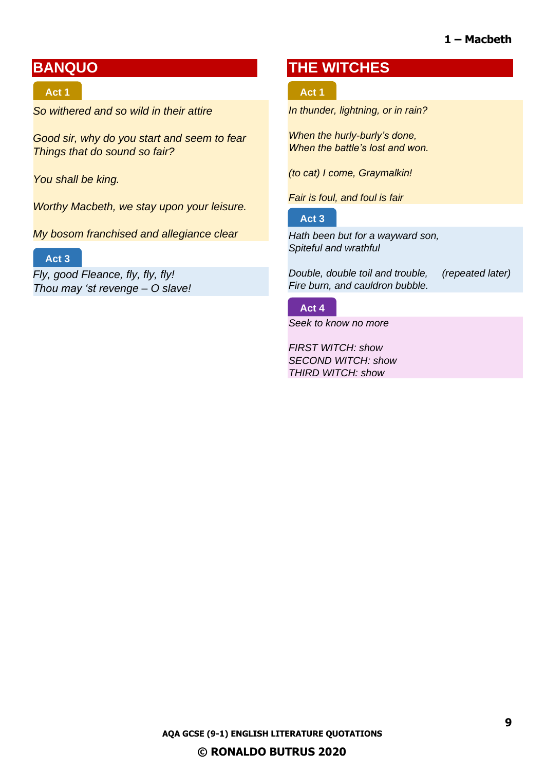## BANQUO

### Act 1

*So withered and so wild in their attire*

*Good sir, why do you start and seem to fear*
*Things that do sound so fair?*

*You shall be king.*

*Worthy Macbeth, we stay upon your leisure.*

*My bosom franchised and allegiance clear*

### Act 3

*Fly, good Fleance, fly, fly, fly!*
*Thou may 'st revenge – O slave!*

## THE WITCHES

### Act 1

*In thunder, lightning, or in rain?*

*When the hurly-burly's done,*
*When the battle's lost and won.*

*(to cat) I come, Graymalkin!*

*Fair is foul, and foul is fair*

### Act 3

*Hath been but for a wayward son,*
*Spiteful and wrathful*

*Double, double toil and trouble,* *(repeated later)*
*Fire burn, and cauldron bubble.*

### Act 4

*Seek to know no more*

*FIRST WITCH: show*
*SECOND WITCH: show*
*THIRD WITCH: show*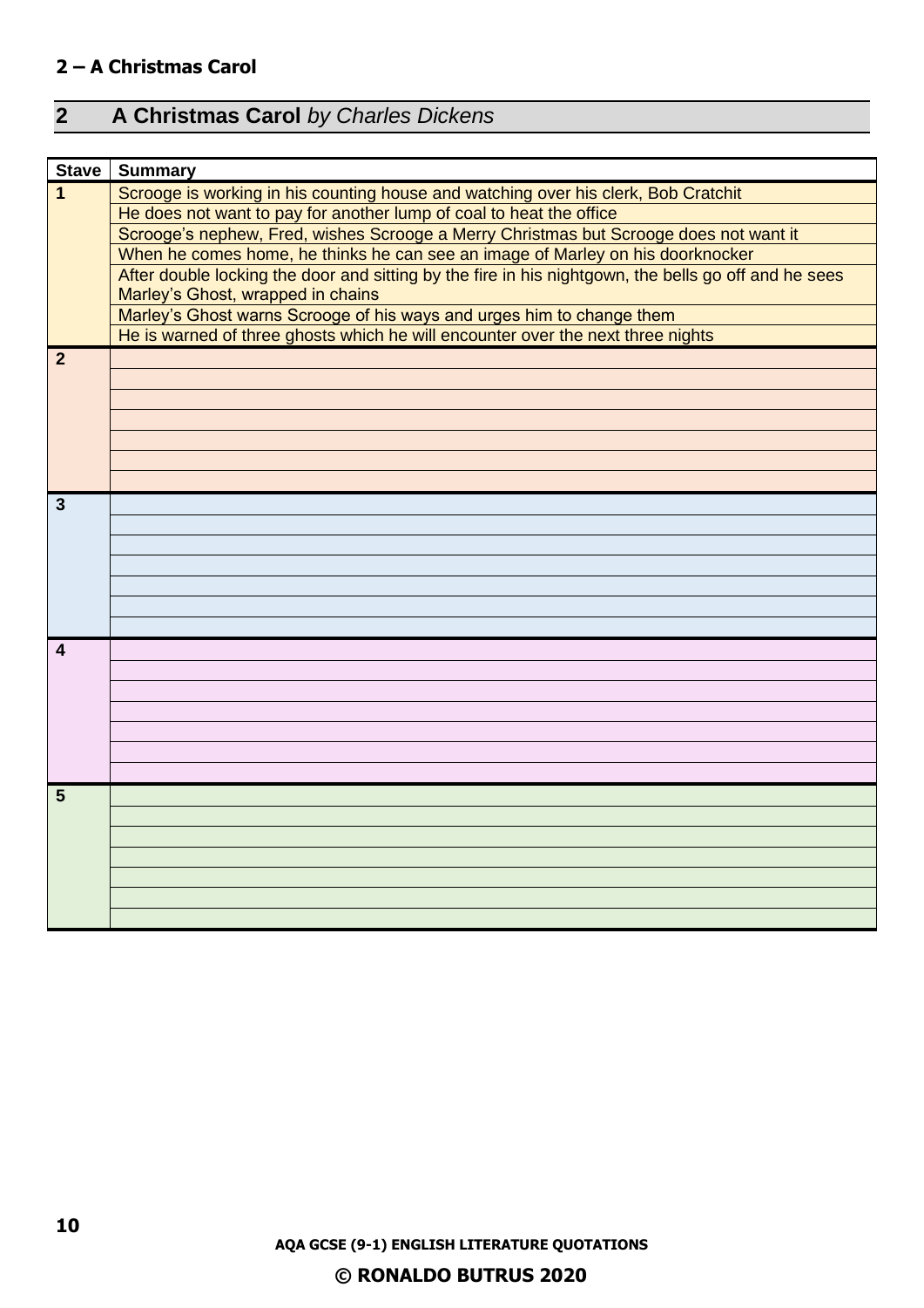## 2 A Christmas Carol *by Charles Dickens*

| Stave | Summary |
|---|---|
| 1 | Scrooge is working in his counting house and watching over his clerk, Bob Cratchit |
| | He does not want to pay for another lump of coal to heat the office |
| | Scrooge's nephew, Fred, wishes Scrooge a Merry Christmas but Scrooge does not want it |
| | When he comes home, he thinks he can see an image of Marley on his doorknocker |
| | After double locking the door and sitting by the fire in his nightgown, the bells go off and he sees Marley's Ghost, wrapped in chains |
| | Marley's Ghost warns Scrooge of his ways and urges him to change them |
| | He is warned of three ghosts which he will encounter over the next three nights |
| 2 | |
| | |
| | |
| | |
| | |
| | |
| | |
| 3 | |
| | |
| | |
| | |
| | |
| | |
| | |
| 4 | |
| | |
| | |
| | |
| | |
| | |
| | |
| 5 | |
| | |
| | |
| | |
| | |
| | |
| | |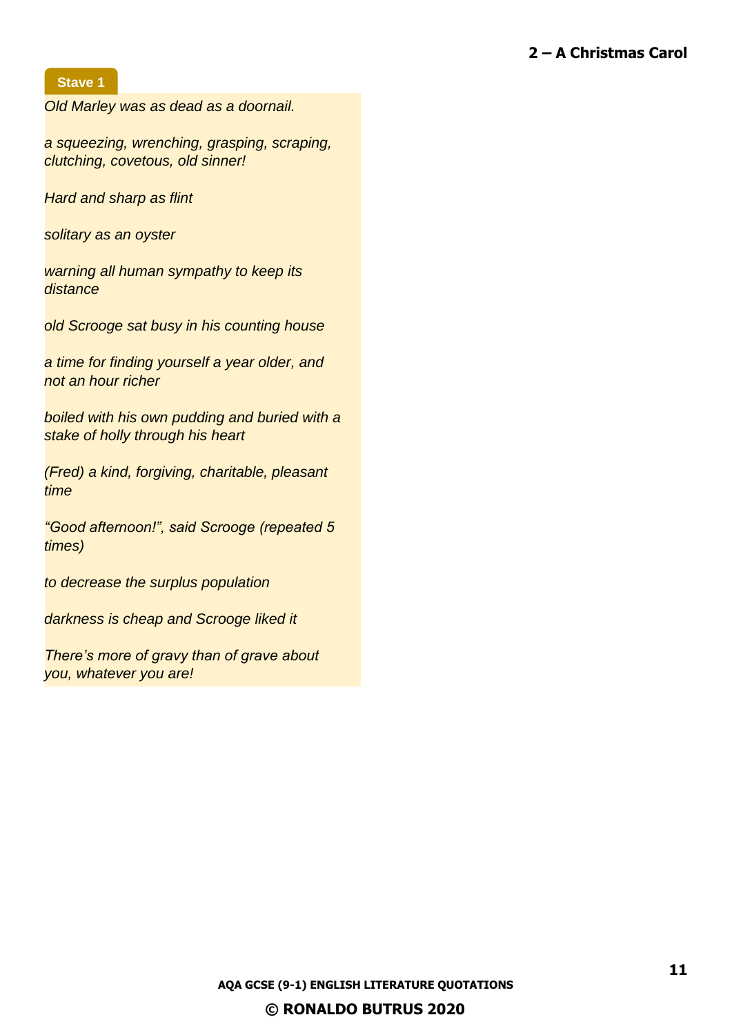## 2 – A Christmas Carol

### Stave 1

*Old Marley was as dead as a doornail.*

*a squeezing, wrenching, grasping, scraping, clutching, covetous, old sinner!*

*Hard and sharp as flint*

*solitary as an oyster*

*warning all human sympathy to keep its distance*

*old Scrooge sat busy in his counting house*

*a time for finding yourself a year older, and not an hour richer*

*boiled with his own pudding and buried with a stake of holly through his heart*

*(Fred) a kind, forgiving, charitable, pleasant time*

*"Good afternoon!", said Scrooge (repeated 5 times)*

*to decrease the surplus population*

*darkness is cheap and Scrooge liked it*

*There's more of gravy than of grave about you, whatever you are!*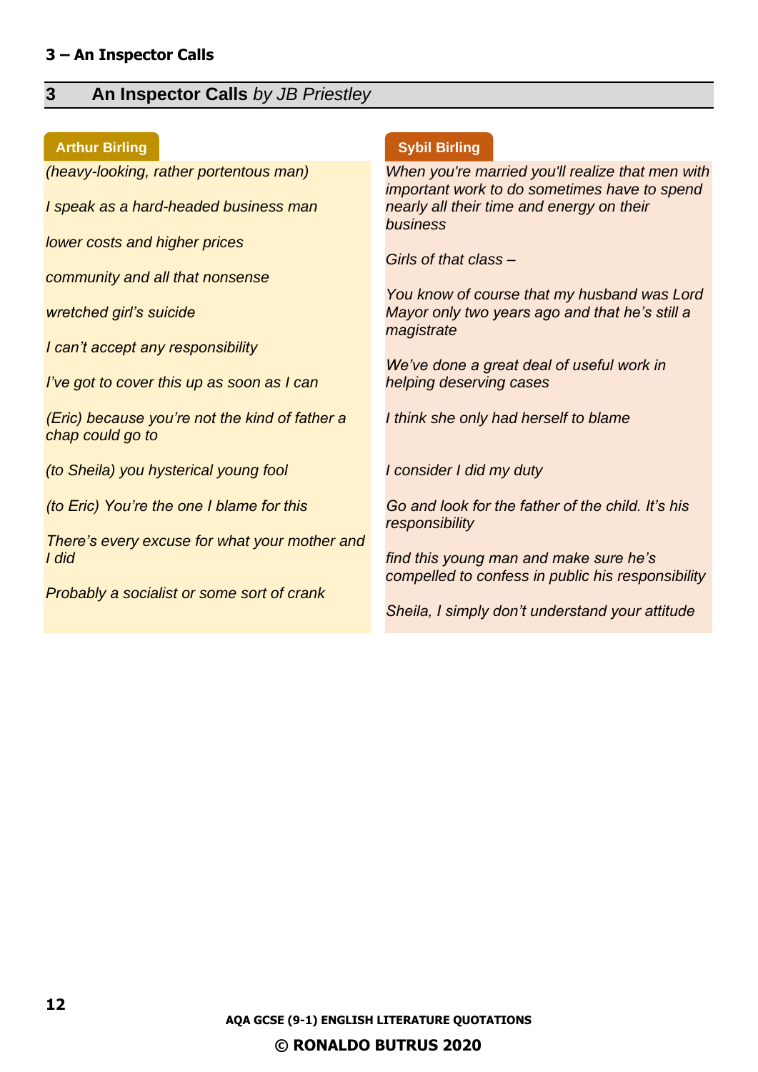## 3 An Inspector Calls *by JB Priestley*

### Arthur Birling

*(heavy-looking, rather portentous man)*

*I speak as a hard-headed business man*

*lower costs and higher prices*

*community and all that nonsense*

*wretched girl's suicide*

*I can't accept any responsibility*

*I've got to cover this up as soon as I can*

*(Eric) because you're not the kind of father a chap could go to*

*(to Sheila) you hysterical young fool*

*(to Eric) You're the one I blame for this*

*There's every excuse for what your mother and I did*

*Probably a socialist or some sort of crank*

### Sybil Birling

*When you're married you'll realize that men with important work to do sometimes have to spend nearly all their time and energy on their business*

*Girls of that class –*

*You know of course that my husband was Lord Mayor only two years ago and that he's still a magistrate*

*We've done a great deal of useful work in helping deserving cases*

*I think she only had herself to blame*

*I consider I did my duty*

*Go and look for the father of the child. It's his responsibility*

*find this young man and make sure he's compelled to confess in public his responsibility*

*Sheila, I simply don't understand your attitude*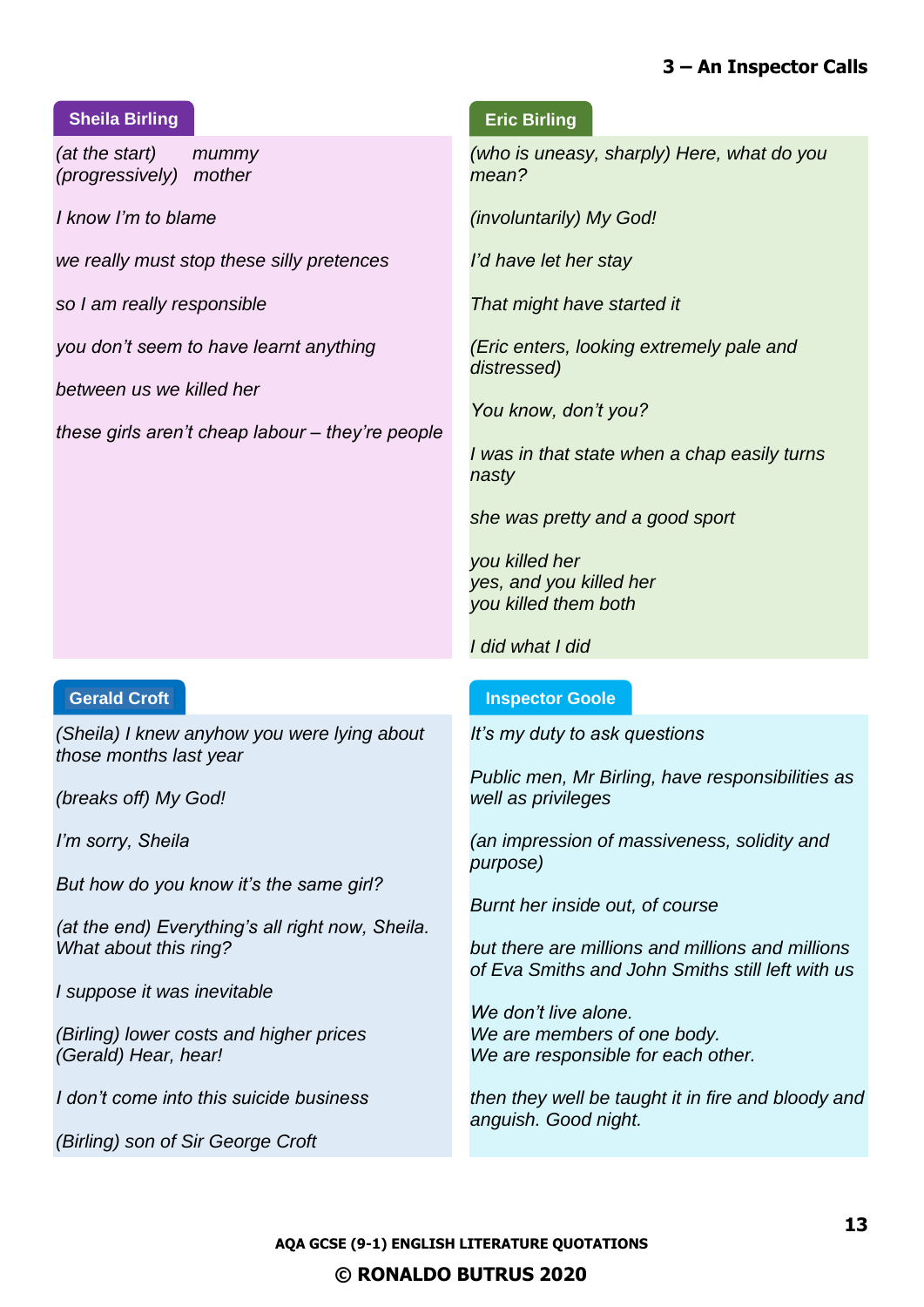# 3 – An Inspector Calls

## Sheila Birling

*(at the start) mummy*
*(progressively) mother*

*I know I'm to blame*

*we really must stop these silly pretences*

*so I am really responsible*

*you don't seem to have learnt anything*

*between us we killed her*

*these girls aren't cheap labour – they're people*

## Eric Birling

*(who is uneasy, sharply) Here, what do you mean?*

*(involuntarily) My God!*

*I'd have let her stay*

*That might have started it*

*(Eric enters, looking extremely pale and distressed)*

*You know, don't you?*

*I was in that state when a chap easily turns nasty*

*she was pretty and a good sport*

*you killed her*
*yes, and you killed her*
*you killed them both*

*I did what I did*

## Gerald Croft

*(Sheila) I knew anyhow you were lying about those months last year*

*(breaks off) My God!*

*I'm sorry, Sheila*

*But how do you know it's the same girl?*

*(at the end) Everything's all right now, Sheila. What about this ring?*

*I suppose it was inevitable*

*(Birling) lower costs and higher prices*
*(Gerald) Hear, hear!*

*I don't come into this suicide business*

*(Birling) son of Sir George Croft*

## Inspector Goole

*It's my duty to ask questions*

*Public men, Mr Birling, have responsibilities as well as privileges*

*(an impression of massiveness, solidity and purpose)*

*Burnt her inside out, of course*

*but there are millions and millions and millions of Eva Smiths and John Smiths still left with us*

*We don't live alone.*
*We are members of one body.*
*We are responsible for each other.*

*then they well be taught it in fire and bloody and anguish. Good night.*

**AQA GCSE (9-1) ENGLISH LITERATURE QUOTATIONS**

**© RONALDO BUTRUS 2020**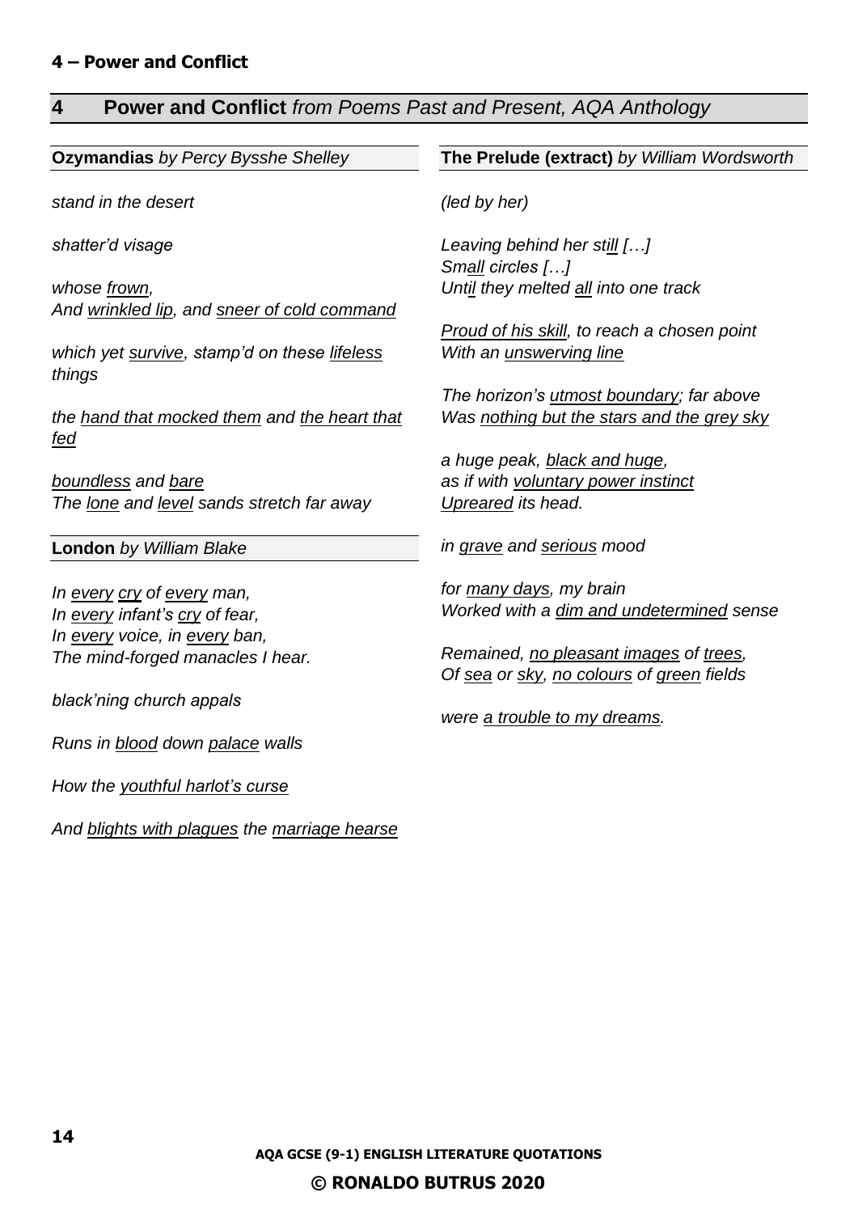## 4 **Power and Conflict** *from Poems Past and Present, AQA Anthology*

### **Ozymandias** *by Percy Bysshe Shelley*

*stand in the desert*

*shatter'd visage*

*whose <u>frown</u>,*
*And <u>wrinkled lip</u>, and <u>sneer of cold command</u>*

*which yet <u>survive</u>, stamp'd on these <u>lifeless</u> things*

*the <u>hand that mocked them</u> and <u>the heart that fed</u>*

*<u>boundless</u> and <u>bare</u>*
*The <u>lone</u> and <u>level</u> sands stretch far away*

### **London** *by William Blake*

*In <u>every</u> <u>cry</u> of <u>every</u> man,*
*In <u>every</u> infant's <u>cry</u> of fear,*
*In <u>every</u> voice, in <u>every</u> ban,*
*The mind-forged manacles I hear.*

*black'ning church appals*

*Runs in <u>blood</u> down <u>palace</u> walls*

*How the <u>youthful harlot's curse</u>*

*And <u>blights with plagues</u> the <u>marriage hearse</u>*

### **The Prelude (extract)** *by William Wordsworth*

*(led by her)*

*Leaving behind her st<u>ill</u> […]*
*Sm<u>all</u> circles […]*
*Unt<u>il</u> they melted <u>all</u> into one track*

*<u>Proud of his skill</u>, to reach a chosen point*
*With an <u>unswerving line</u>*

*The horizon's <u>utmost boundary</u>; far above*
*Was <u>nothing but the stars and the grey sky</u>*

*a huge peak, <u>black and huge</u>,*
*as if with <u>voluntary power instinct</u>*
*<u>Upreared</u> its head.*

*in <u>grave</u> and <u>serious</u> mood*

*for <u>many days</u>, my brain*
*Worked with a <u>dim and undetermined</u> sense*

*Remained, <u>no pleasant images</u> of <u>trees</u>,*
*Of <u>sea</u> or <u>sky</u>, <u>no colours</u> of <u>green</u> fields*

*were <u>a trouble to my dreams</u>.*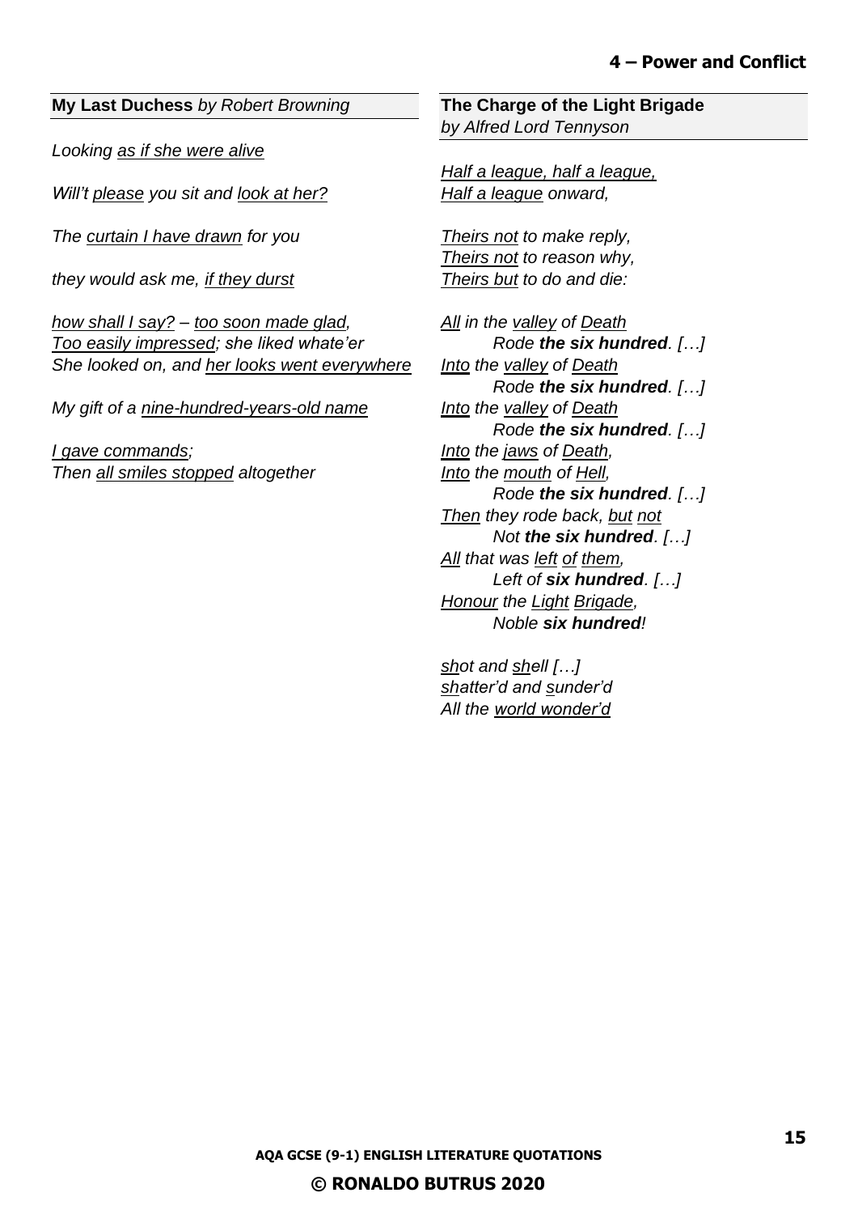## 4 – Power and Conflict

**My Last Duchess** *by Robert Browning*

*Looking <u>as if she were alive</u>*

*Will't <u>please</u> you sit and <u>look at her?</u>*

*The <u>curtain I have drawn</u> for you*

*they would ask me, <u>if they durst</u>*

*<u>how shall I say?</u> – <u>too soon made glad</u>,*
*<u>Too easily impressed</u>; she liked whate'er*
*She looked on, and <u>her looks went everywhere</u>*

*My gift of a <u>nine-hundred-years-old name</u>*

*<u>I gave commands</u>;*
*Then <u>all smiles stopped</u> altogether*

**The Charge of the Light Brigade**
*by Alfred Lord Tennyson*

*<u>Half a league, half a league,</u>*
*<u>Half a league</u> onward,*

*<u>Theirs not</u> to make reply,*
*<u>Theirs not</u> to reason why,*
*<u>Theirs but</u> to do and die:*

*<u>All</u> in the <u>valley</u> of <u>Death</u>*
&nbsp;&nbsp;&nbsp;&nbsp;&nbsp;&nbsp;&nbsp;&nbsp;*Rode **the six hundred**. […]*
*<u>Into</u> the <u>valley</u> of <u>Death</u>*
&nbsp;&nbsp;&nbsp;&nbsp;&nbsp;&nbsp;&nbsp;&nbsp;*Rode **the six hundred**. […]*
*<u>Into</u> the <u>valley</u> of <u>Death</u>*
&nbsp;&nbsp;&nbsp;&nbsp;&nbsp;&nbsp;&nbsp;&nbsp;*Rode **the six hundred**. […]*
*<u>Into</u> the <u>jaws</u> of <u>Death</u>,*
*<u>Into</u> the <u>mouth</u> of <u>Hell</u>,*
&nbsp;&nbsp;&nbsp;&nbsp;&nbsp;&nbsp;&nbsp;&nbsp;*Rode **the six hundred**. […]*
*<u>Then</u> they rode back, <u>but</u> <u>not</u>*
&nbsp;&nbsp;&nbsp;&nbsp;&nbsp;&nbsp;&nbsp;&nbsp;*Not **the six hundred**. […]*
*<u>All</u> that was <u>left</u> <u>of</u> <u>them</u>,*
&nbsp;&nbsp;&nbsp;&nbsp;&nbsp;&nbsp;&nbsp;&nbsp;*Left of **six hundred**. […]*
*<u>Honour</u> the <u>Light</u> <u>Brigade</u>,*
&nbsp;&nbsp;&nbsp;&nbsp;&nbsp;&nbsp;&nbsp;&nbsp;*Noble **six hundred**!*

*<u>sh</u>ot and <u>sh</u>ell […]*
*<u>sh</u>atter'd and <u>s</u>under'd*
*All the <u>world wonder'd</u>*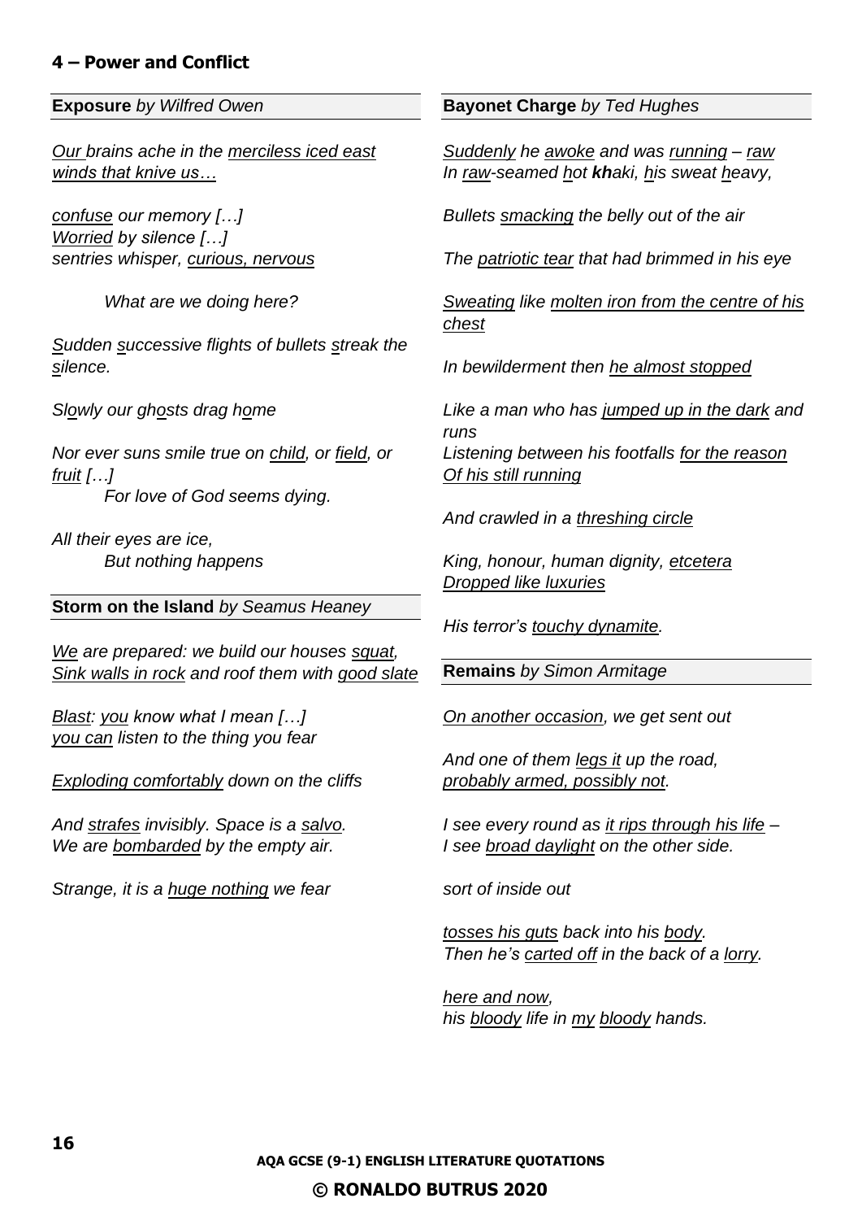## 4 – Power and Conflict

**Exposure** *by Wilfred Owen*

*Our brains ache in the merciless iced east winds that knive us…*

*confuse our memory […]*
*Worried by silence […]*
*sentries whisper, curious, nervous*

*What are we doing here?*

*Sudden successive flights of bullets streak the silence.*

*Slowly our ghosts drag home*

*Nor ever suns smile true on child, or field, or fruit […]*
*For love of God seems dying.*

*All their eyes are ice,*
*But nothing happens*

**Storm on the Island** *by Seamus Heaney*

*We are prepared: we build our houses squat,*
*Sink walls in rock and roof them with good slate*

*Blast: you know what I mean […]*
*you can listen to the thing you fear*

*Exploding comfortably down on the cliffs*

*And strafes invisibly. Space is a salvo.*
*We are bombarded by the empty air.*

*Strange, it is a huge nothing we fear*

**Bayonet Charge** *by Ted Hughes*

*Suddenly he awoke and was running – raw*
*In raw-seamed hot **kh**aki, his sweat heavy,*

*Bullets smacking the belly out of the air*

*The patriotic tear that had brimmed in his eye*

*Sweating like molten iron from the centre of his chest*

*In bewilderment then he almost stopped*

*Like a man who has jumped up in the dark and runs*
*Listening between his footfalls for the reason*
*Of his still running*

*And crawled in a threshing circle*

*King, honour, human dignity, etcetera*
*Dropped like luxuries*

*His terror's touchy dynamite.*

**Remains** *by Simon Armitage*

*On another occasion, we get sent out*

*And one of them legs it up the road,*
*probably armed, possibly not.*

*I see every round as it rips through his life –*
*I see broad daylight on the other side.*

*sort of inside out*

*tosses his guts back into his body.*
*Then he's carted off in the back of a lorry.*

*here and now,*
*his bloody life in my bloody hands.*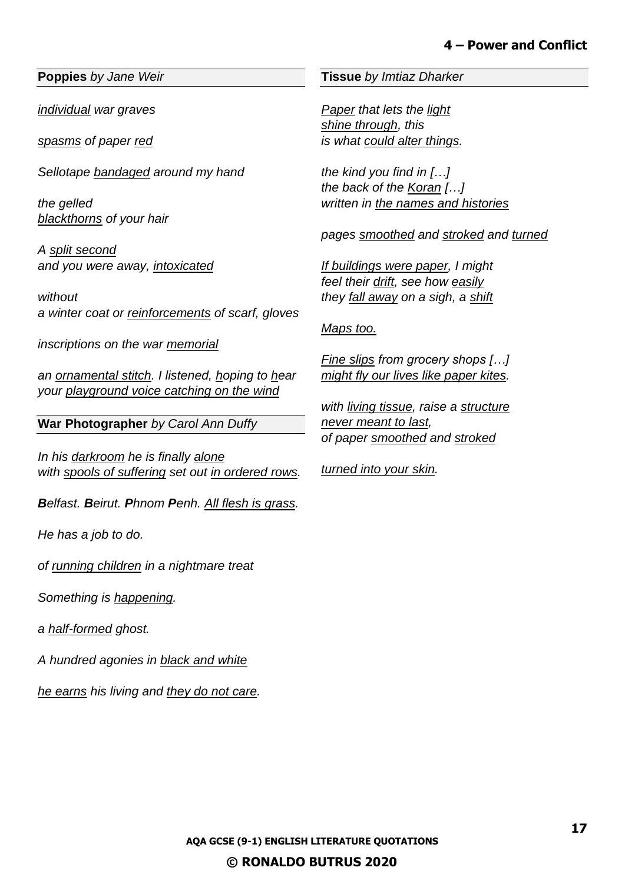# 4 – Power and Conflict

**Poppies** *by Jane Weir*

*<u>individual</u> war graves*

*<u>spasms</u> of paper <u>red</u>*

*Sellotape <u>bandaged</u> around my hand*

*the gelled*
*<u>blackthorns</u> of your hair*

*A <u>split second</u>*
*and you were away, <u>intoxicated</u>*

*without*
*a winter coat or <u>reinforcements</u> of scarf, gloves*

*inscriptions on the war <u>memorial</u>*

*an <u>ornamental stitch</u>. I listened, <u>h</u>oping to <u>h</u>ear*
*your <u>playground voice catching on the wind</u>*

**War Photographer** *by Carol Ann Duffy*

*In his <u>darkroom</u> he is finally <u>alone</u>*
*with <u>spools of suffering</u> set out <u>in ordered rows</u>.*

***B**elfast. **B**eirut. **P**hnom **P**enh. <u>All flesh is grass</u>.*

*He has a job to do.*

*of <u>running children</u> in a nightmare treat*

*Something is <u>happening</u>.*

*a <u>half-formed</u> ghost.*

*A hundred agonies in <u>black and white</u>*

*<u>he earns</u> his living and <u>they do not care</u>.*

**Tissue** *by Imtiaz Dharker*

*<u>Paper</u> that lets the <u>light</u>*
*<u>shine through</u>, this*
*is what <u>could alter things</u>.*

*the kind you find in […]*
*the back of the <u>Koran</u> […]*
*written in <u>the names and histories</u>*

*pages <u>smoothed</u> and <u>stroked</u> and <u>turned</u>*

*<u>If buildings were paper</u>, I might*
*feel their <u>drift</u>, see how <u>easily</u>*
*they <u>fall away</u> on a sigh, a <u>shift</u>*

*<u>Maps too.</u>*

*<u>Fine slips</u> from grocery shops […]*
*<u>might fly our lives like paper kites</u>.*

*with <u>living tissue</u>, raise a <u>structure</u>*
*<u>never meant to last</u>,*
*of paper <u>smoothed</u> and <u>stroked</u>*

*<u>turned into your skin</u>.*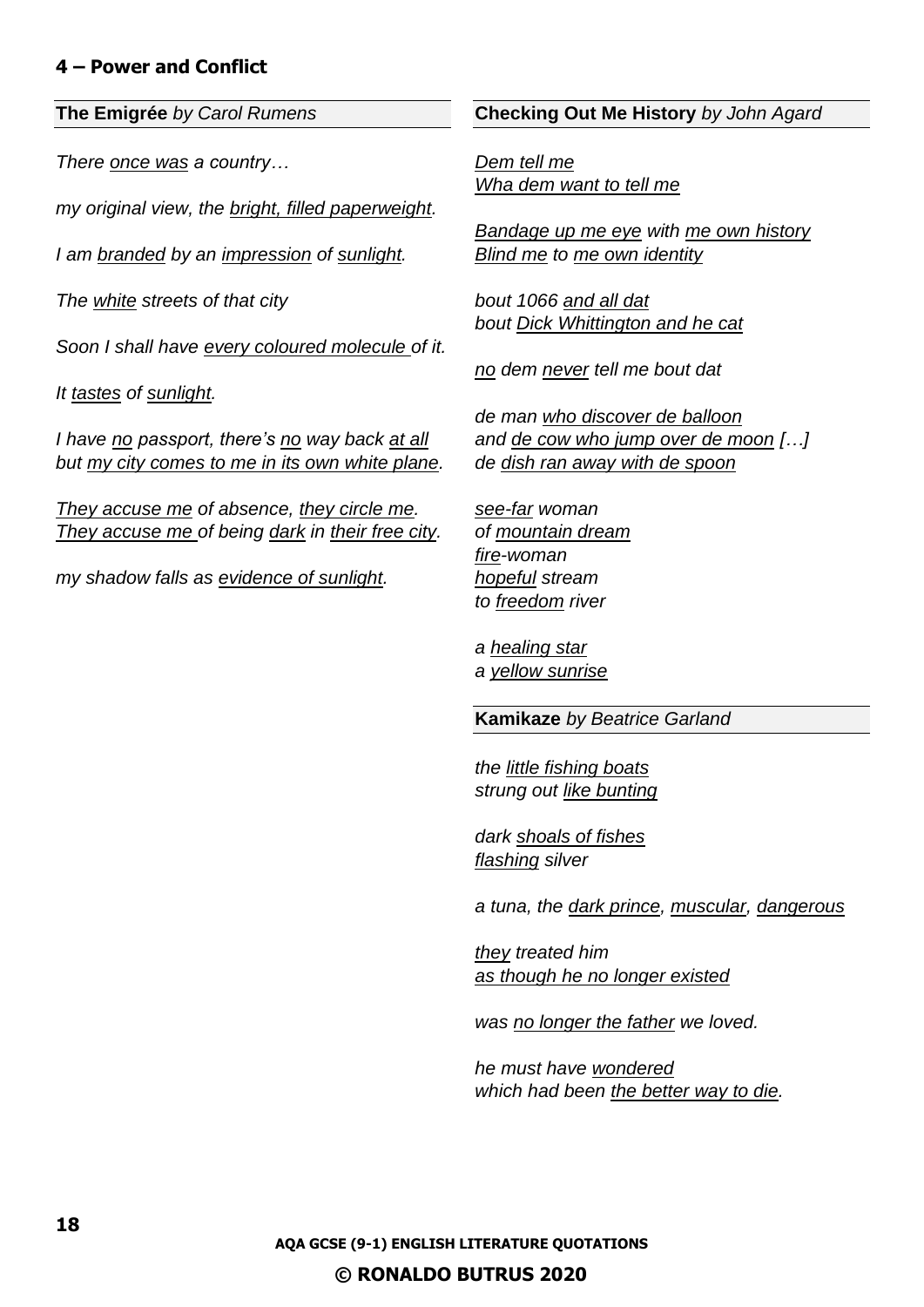## 4 – Power and Conflict

### **The Emigrée** *by Carol Rumens*

*There once was a country…*

*my original view, the bright, filled paperweight.*

*I am branded by an impression of sunlight.*

*The white streets of that city*

*Soon I shall have every coloured molecule of it.*

*It tastes of sunlight.*

*I have no passport, there's no way back at all*
*but my city comes to me in its own white plane.*

*They accuse me of absence, they circle me.*
*They accuse me of being dark in their free city.*

*my shadow falls as evidence of sunlight.*

### **Checking Out Me History** *by John Agard*

*Dem tell me*
*Wha dem want to tell me*

*Bandage up me eye with me own history*
*Blind me to me own identity*

*bout 1066 and all dat*
*bout Dick Whittington and he cat*

*no dem never tell me bout dat*

*de man who discover de balloon*
*and de cow who jump over de moon […]*
*de dish ran away with de spoon*

*see-far woman*
*of mountain dream*
*fire-woman*
*hopeful stream*
*to freedom river*

*a healing star*
*a yellow sunrise*

### **Kamikaze** *by Beatrice Garland*

*the little fishing boats*
*strung out like bunting*

*dark shoals of fishes*
*flashing silver*

*a tuna, the dark prince, muscular, dangerous*

*they treated him*
*as though he no longer existed*

*was no longer the father we loved.*

*he must have wondered*
*which had been the better way to die.*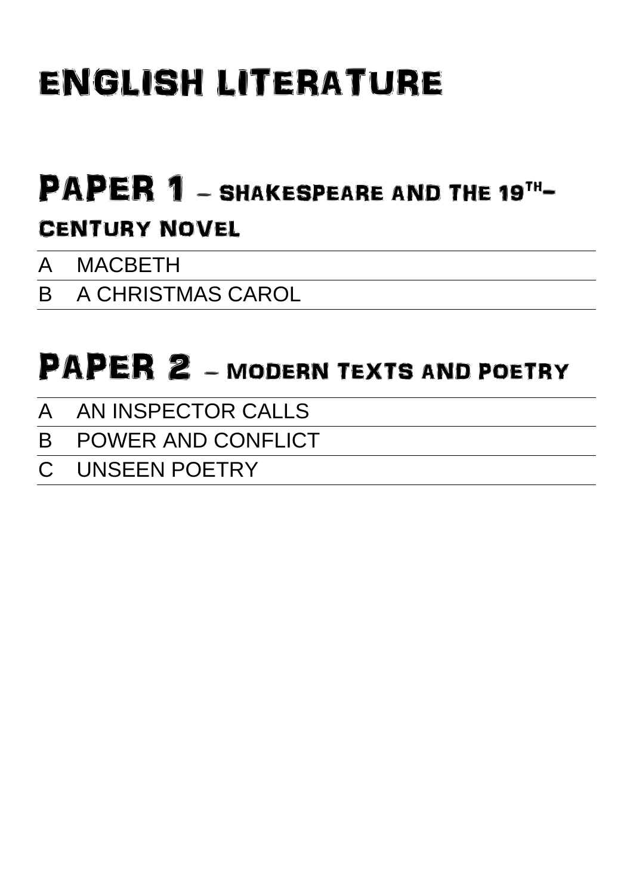# ENGLISH LITERATURE

## PAPER 1 – SHAKESPEARE AND THE 19TH-CENTURY NOVEL

A MACBETH

B A CHRISTMAS CAROL

## PAPER 2 – MODERN TEXTS AND POETRY

A AN INSPECTOR CALLS

B POWER AND CONFLICT

C UNSEEN POETRY